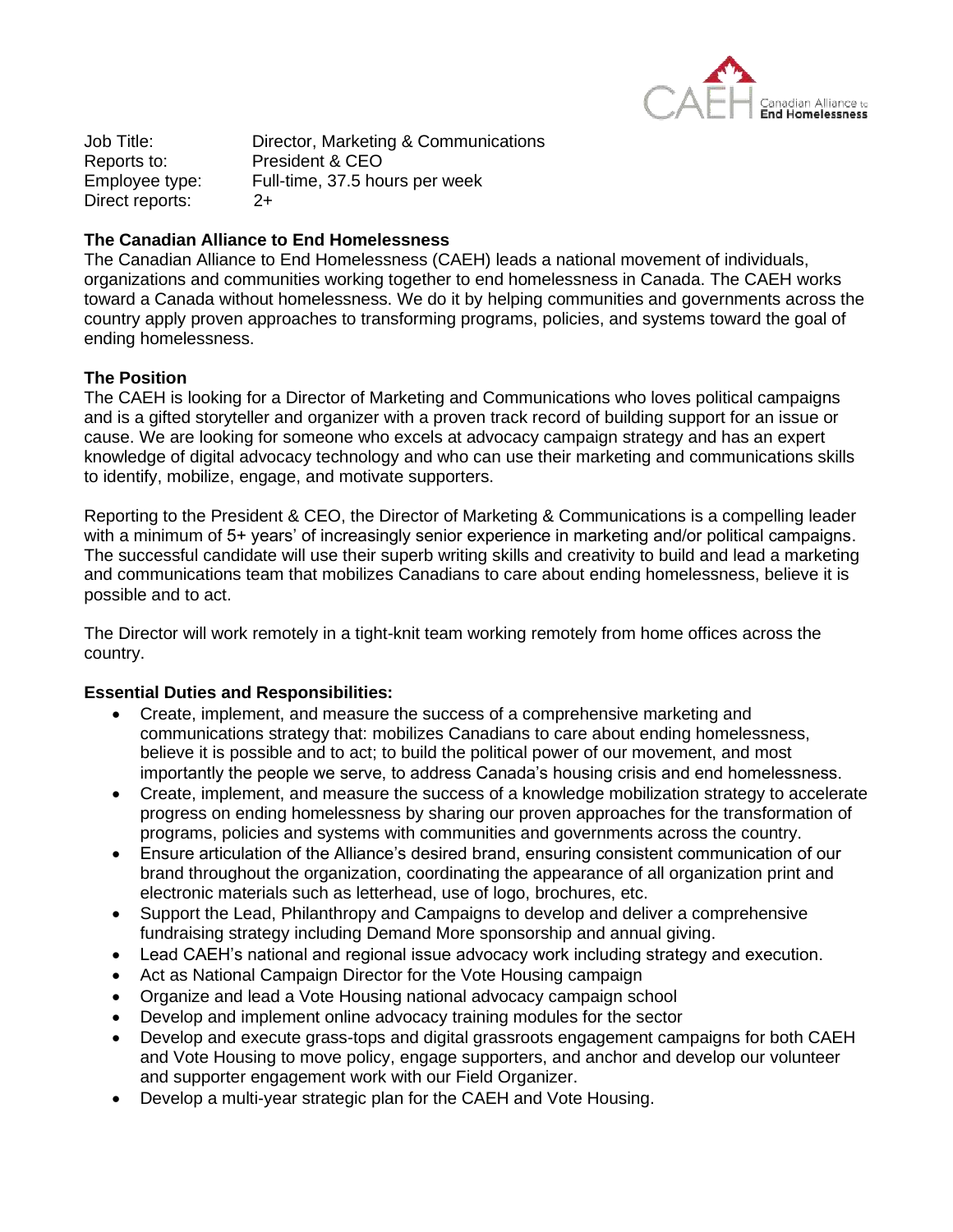| | |
|---|---|
| Job Title: | Director, Marketing & Communications |
| Reports to: | President & CEO |
| Employee type: | Full-time, 37.5 hours per week |
| Direct reports: | 2+ |

**The Canadian Alliance to End Homelessness**

The Canadian Alliance to End Homelessness (CAEH) leads a national movement of individuals, organizations and communities working together to end homelessness in Canada. The CAEH works toward a Canada without homelessness. We do it by helping communities and governments across the country apply proven approaches to transforming programs, policies, and systems toward the goal of ending homelessness.

**The Position**

The CAEH is looking for a Director of Marketing and Communications who loves political campaigns and is a gifted storyteller and organizer with a proven track record of building support for an issue or cause. We are looking for someone who excels at advocacy campaign strategy and has an expert knowledge of digital advocacy technology and who can use their marketing and communications skills to identify, mobilize, engage, and motivate supporters.

Reporting to the President & CEO, the Director of Marketing & Communications is a compelling leader with a minimum of 5+ years' of increasingly senior experience in marketing and/or political campaigns. The successful candidate will use their superb writing skills and creativity to build and lead a marketing and communications team that mobilizes Canadians to care about ending homelessness, believe it is possible and to act.

The Director will work remotely in a tight-knit team working remotely from home offices across the country.

**Essential Duties and Responsibilities:**

- Create, implement, and measure the success of a comprehensive marketing and communications strategy that: mobilizes Canadians to care about ending homelessness, believe it is possible and to act; to build the political power of our movement, and most importantly the people we serve, to address Canada's housing crisis and end homelessness.
- Create, implement, and measure the success of a knowledge mobilization strategy to accelerate progress on ending homelessness by sharing our proven approaches for the transformation of programs, policies and systems with communities and governments across the country.
- Ensure articulation of the Alliance's desired brand, ensuring consistent communication of our brand throughout the organization, coordinating the appearance of all organization print and electronic materials such as letterhead, use of logo, brochures, etc.
- Support the Lead, Philanthropy and Campaigns to develop and deliver a comprehensive fundraising strategy including Demand More sponsorship and annual giving.
- Lead CAEH's national and regional issue advocacy work including strategy and execution.
- Act as National Campaign Director for the Vote Housing campaign
- Organize and lead a Vote Housing national advocacy campaign school
- Develop and implement online advocacy training modules for the sector
- Develop and execute grass-tops and digital grassroots engagement campaigns for both CAEH and Vote Housing to move policy, engage supporters, and anchor and develop our volunteer and supporter engagement work with our Field Organizer.
- Develop a multi-year strategic plan for the CAEH and Vote Housing.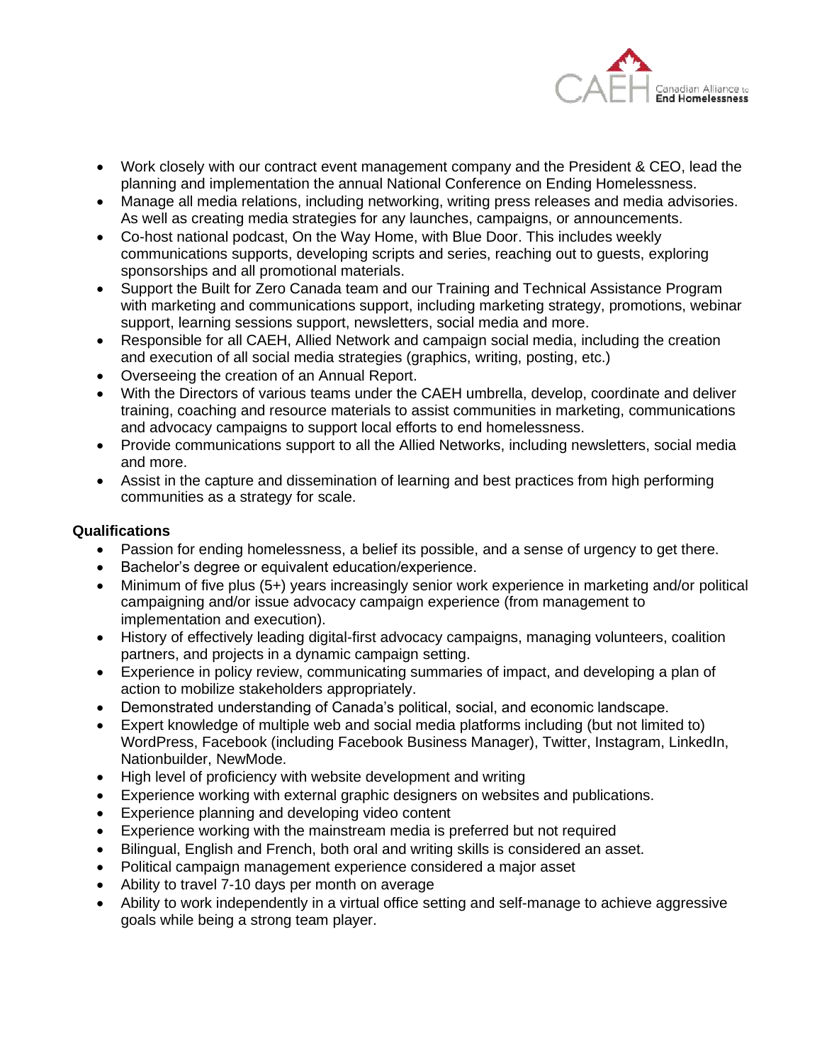- Work closely with our contract event management company and the President & CEO, lead the planning and implementation the annual National Conference on Ending Homelessness.
- Manage all media relations, including networking, writing press releases and media advisories. As well as creating media strategies for any launches, campaigns, or announcements.
- Co-host national podcast, On the Way Home, with Blue Door. This includes weekly communications supports, developing scripts and series, reaching out to guests, exploring sponsorships and all promotional materials.
- Support the Built for Zero Canada team and our Training and Technical Assistance Program with marketing and communications support, including marketing strategy, promotions, webinar support, learning sessions support, newsletters, social media and more.
- Responsible for all CAEH, Allied Network and campaign social media, including the creation and execution of all social media strategies (graphics, writing, posting, etc.)
- Overseeing the creation of an Annual Report.
- With the Directors of various teams under the CAEH umbrella, develop, coordinate and deliver training, coaching and resource materials to assist communities in marketing, communications and advocacy campaigns to support local efforts to end homelessness.
- Provide communications support to all the Allied Networks, including newsletters, social media and more.
- Assist in the capture and dissemination of learning and best practices from high performing communities as a strategy for scale.

**Qualifications**

- Passion for ending homelessness, a belief its possible, and a sense of urgency to get there.
- Bachelor's degree or equivalent education/experience.
- Minimum of five plus (5+) years increasingly senior work experience in marketing and/or political campaigning and/or issue advocacy campaign experience (from management to implementation and execution).
- History of effectively leading digital-first advocacy campaigns, managing volunteers, coalition partners, and projects in a dynamic campaign setting.
- Experience in policy review, communicating summaries of impact, and developing a plan of action to mobilize stakeholders appropriately.
- Demonstrated understanding of Canada's political, social, and economic landscape.
- Expert knowledge of multiple web and social media platforms including (but not limited to) WordPress, Facebook (including Facebook Business Manager), Twitter, Instagram, LinkedIn, Nationbuilder, NewMode.
- High level of proficiency with website development and writing
- Experience working with external graphic designers on websites and publications.
- Experience planning and developing video content
- Experience working with the mainstream media is preferred but not required
- Bilingual, English and French, both oral and writing skills is considered an asset.
- Political campaign management experience considered a major asset
- Ability to travel 7-10 days per month on average
- Ability to work independently in a virtual office setting and self-manage to achieve aggressive goals while being a strong team player.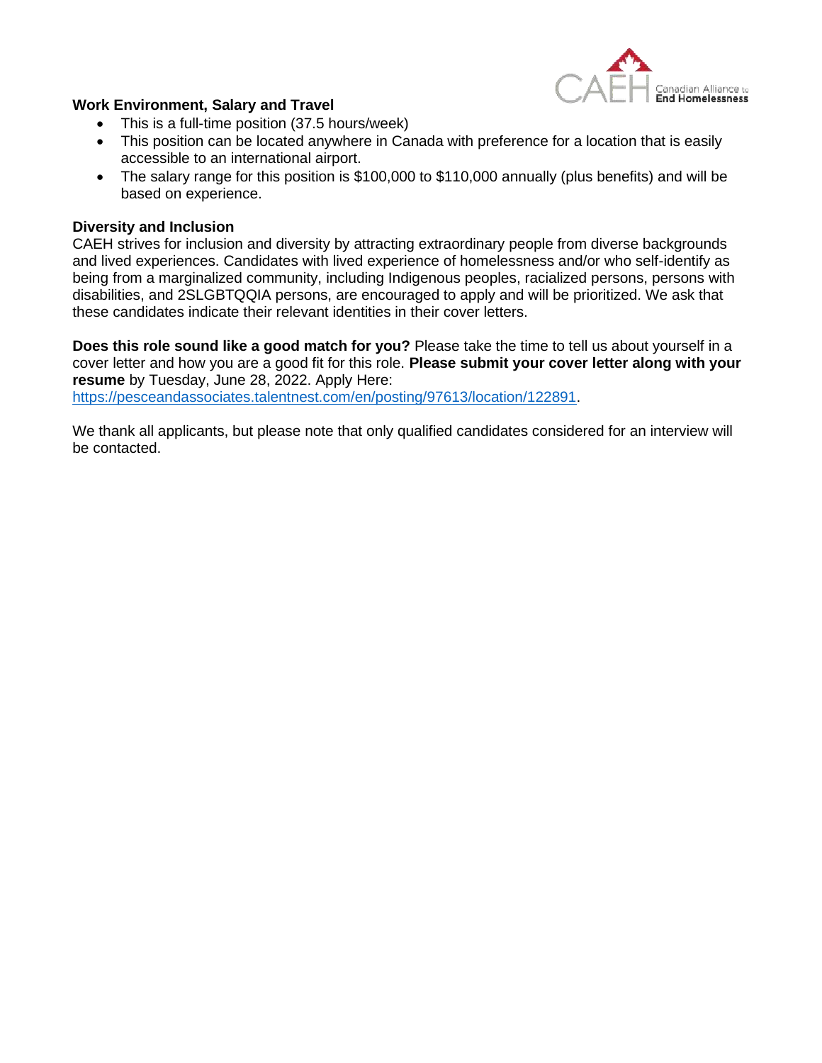**Work Environment, Salary and Travel**

- This is a full-time position (37.5 hours/week)
- This position can be located anywhere in Canada with preference for a location that is easily accessible to an international airport.
- The salary range for this position is $100,000 to $110,000 annually (plus benefits) and will be based on experience.

**Diversity and Inclusion**

CAEH strives for inclusion and diversity by attracting extraordinary people from diverse backgrounds and lived experiences. Candidates with lived experience of homelessness and/or who self-identify as being from a marginalized community, including Indigenous peoples, racialized persons, persons with disabilities, and 2SLGBTQQIA persons, are encouraged to apply and will be prioritized. We ask that these candidates indicate their relevant identities in their cover letters.

**Does this role sound like a good match for you?** Please take the time to tell us about yourself in a cover letter and how you are a good fit for this role. **Please submit your cover letter along with your resume** by Tuesday, June 28, 2022. Apply Here: https://pesceandassociates.talentnest.com/en/posting/97613/location/122891.

We thank all applicants, but please note that only qualified candidates considered for an interview will be contacted.